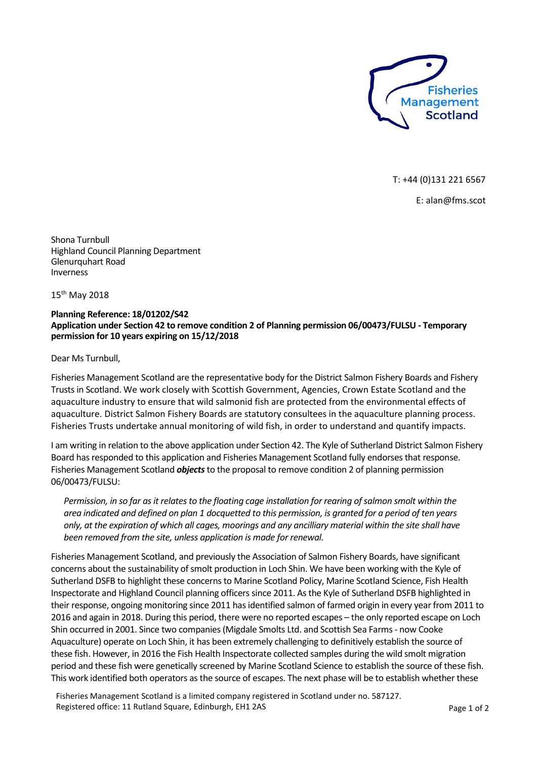Fisheries Management Scotland

T: +44 (0)131 221 6567

E: alan@fms.scot

Shona Turnbull
Highland Council Planning Department
Glenurquhart Road
Inverness

15th May 2018

**Planning Reference: 18/01202/S42**
**Application under Section 42 to remove condition 2 of Planning permission 06/00473/FULSU - Temporary permission for 10 years expiring on 15/12/2018**

Dear Ms Turnbull,

Fisheries Management Scotland are the representative body for the District Salmon Fishery Boards and Fishery Trusts in Scotland. We work closely with Scottish Government, Agencies, Crown Estate Scotland and the aquaculture industry to ensure that wild salmonid fish are protected from the environmental effects of aquaculture. District Salmon Fishery Boards are statutory consultees in the aquaculture planning process. Fisheries Trusts undertake annual monitoring of wild fish, in order to understand and quantify impacts.

I am writing in relation to the above application under Section 42. The Kyle of Sutherland District Salmon Fishery Board has responded to this application and Fisheries Management Scotland fully endorses that response. Fisheries Management Scotland ***objects*** to the proposal to remove condition 2 of planning permission 06/00473/FULSU:

> *Permission, in so far as it relates to the floating cage installation for rearing of salmon smolt within the area indicated and defined on plan 1 docquetted to this permission, is granted for a period of ten years only, at the expiration of which all cages, moorings and any ancilliary material within the site shall have been removed from the site, unless application is made for renewal.*

Fisheries Management Scotland, and previously the Association of Salmon Fishery Boards, have significant concerns about the sustainability of smolt production in Loch Shin. We have been working with the Kyle of Sutherland DSFB to highlight these concerns to Marine Scotland Policy, Marine Scotland Science, Fish Health Inspectorate and Highland Council planning officers since 2011. As the Kyle of Sutherland DSFB highlighted in their response, ongoing monitoring since 2011 has identified salmon of farmed origin in every year from 2011 to 2016 and again in 2018. During this period, there were no reported escapes – the only reported escape on Loch Shin occurred in 2001. Since two companies (Migdale Smolts Ltd. and Scottish Sea Farms - now Cooke Aquaculture) operate on Loch Shin, it has been extremely challenging to definitively establish the source of these fish. However, in 2016 the Fish Health Inspectorate collected samples during the wild smolt migration period and these fish were genetically screened by Marine Scotland Science to establish the source of these fish. This work identified both operators as the source of escapes. The next phase will be to establish whether these

Fisheries Management Scotland is a limited company registered in Scotland under no. 587127.
Registered office: 11 Rutland Square, Edinburgh, EH1 2AS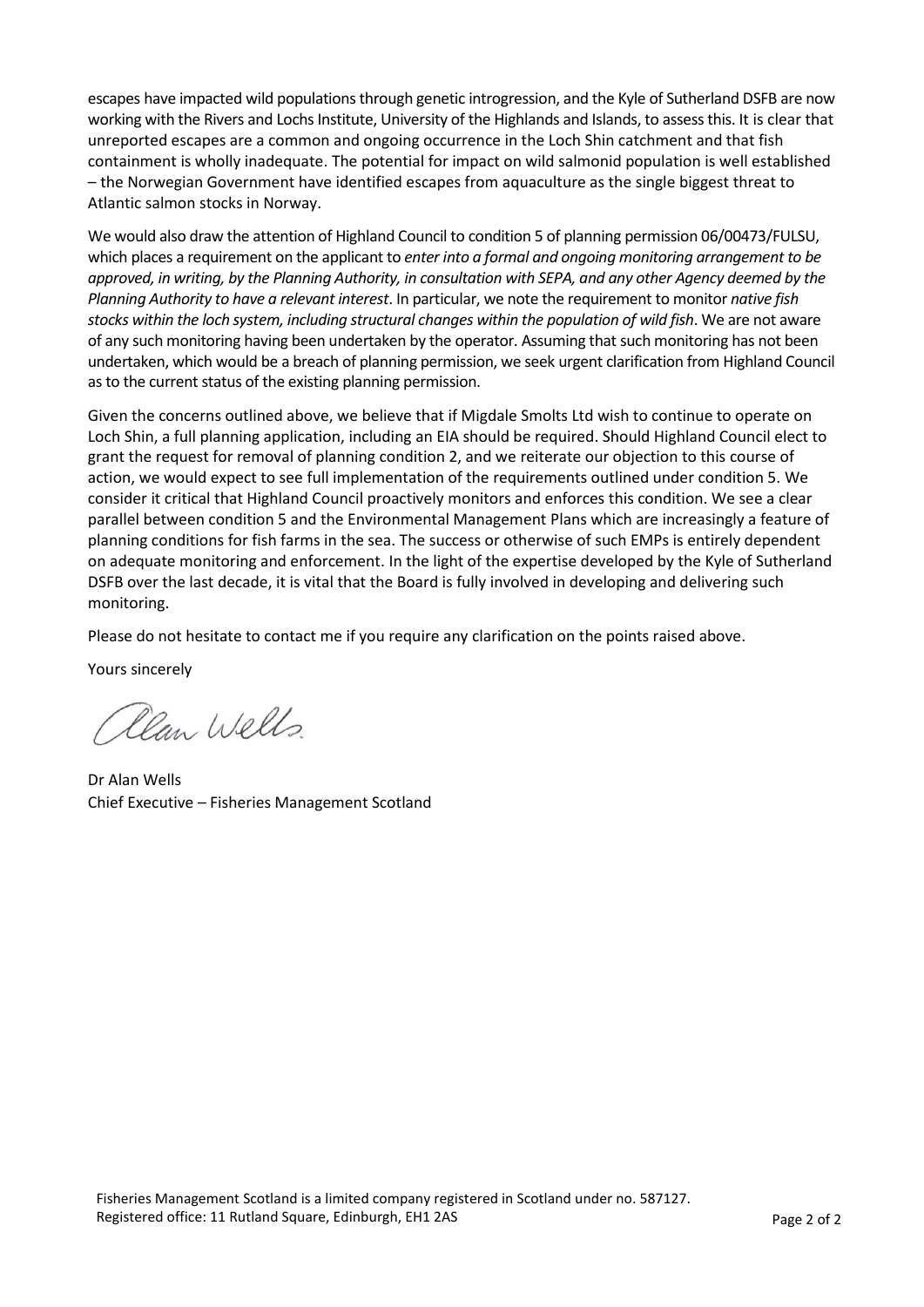escapes have impacted wild populations through genetic introgression, and the Kyle of Sutherland DSFB are now working with the Rivers and Lochs Institute, University of the Highlands and Islands, to assess this. It is clear that unreported escapes are a common and ongoing occurrence in the Loch Shin catchment and that fish containment is wholly inadequate. The potential for impact on wild salmonid population is well established – the Norwegian Government have identified escapes from aquaculture as the single biggest threat to Atlantic salmon stocks in Norway.

We would also draw the attention of Highland Council to condition 5 of planning permission 06/00473/FULSU, which places a requirement on the applicant to *enter into a formal and ongoing monitoring arrangement to be approved, in writing, by the Planning Authority, in consultation with SEPA, and any other Agency deemed by the Planning Authority to have a relevant interest*. In particular, we note the requirement to monitor *native fish stocks within the loch system, including structural changes within the population of wild fish*. We are not aware of any such monitoring having been undertaken by the operator. Assuming that such monitoring has not been undertaken, which would be a breach of planning permission, we seek urgent clarification from Highland Council as to the current status of the existing planning permission.

Given the concerns outlined above, we believe that if Migdale Smolts Ltd wish to continue to operate on Loch Shin, a full planning application, including an EIA should be required. Should Highland Council elect to grant the request for removal of planning condition 2, and we reiterate our objection to this course of action, we would expect to see full implementation of the requirements outlined under condition 5. We consider it critical that Highland Council proactively monitors and enforces this condition. We see a clear parallel between condition 5 and the Environmental Management Plans which are increasingly a feature of planning conditions for fish farms in the sea. The success or otherwise of such EMPs is entirely dependent on adequate monitoring and enforcement. In the light of the expertise developed by the Kyle of Sutherland DSFB over the last decade, it is vital that the Board is fully involved in developing and delivering such monitoring.

Please do not hesitate to contact me if you require any clarification on the points raised above.

Yours sincerely

Alan Wells

Dr Alan Wells
Chief Executive – Fisheries Management Scotland

Fisheries Management Scotland is a limited company registered in Scotland under no. 587127.
Registered office: 11 Rutland Square, Edinburgh, EH1 2AS